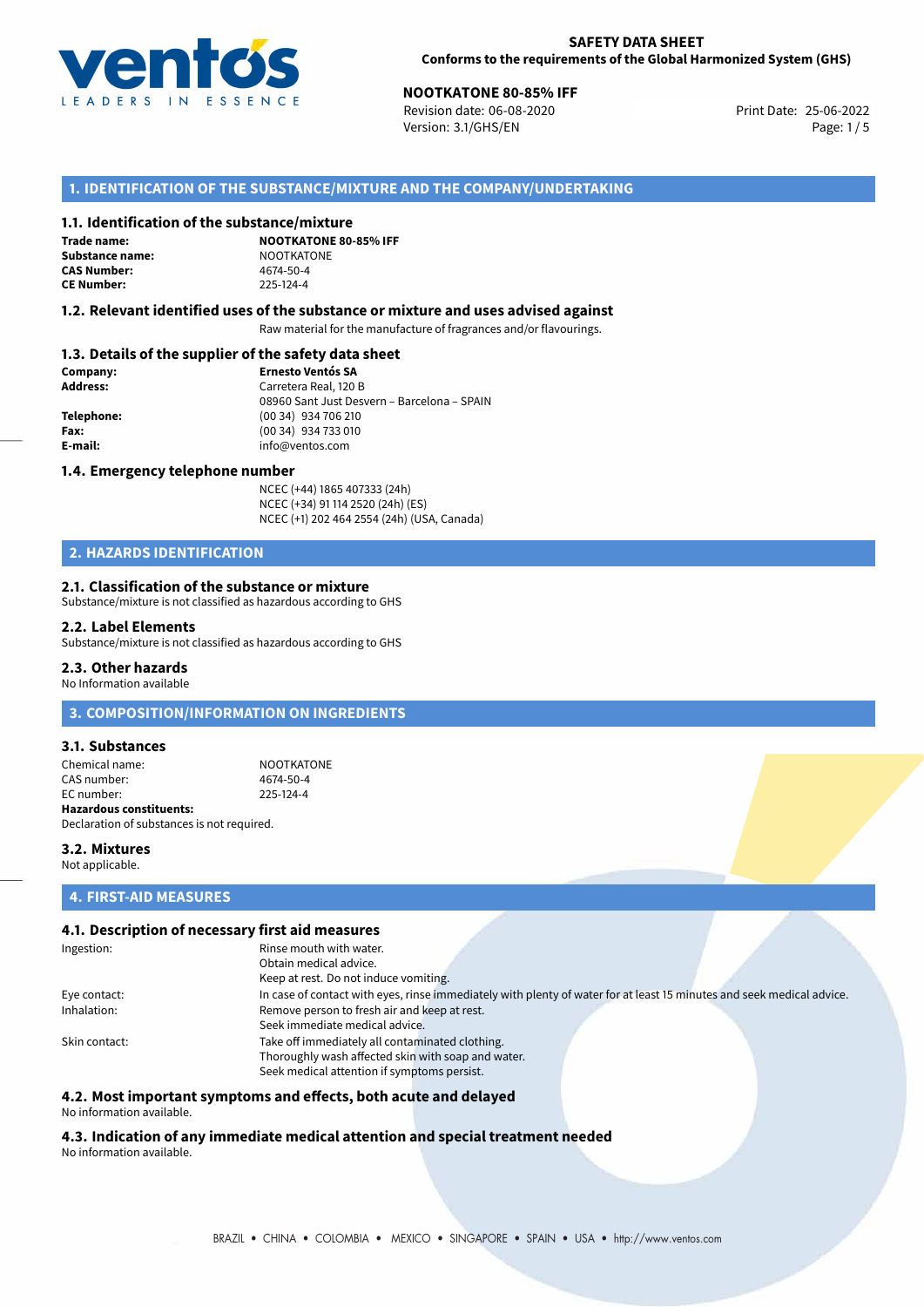**SAFETY DATA SHEET**
**Conforms to the requirements of the Global Harmonized System (GHS)**

**NOOTKATONE 80-85% IFF**
Revision date: 06-08-2020
Version: 3.1/GHS/EN
Print Date: 25-06-2022

## 1. IDENTIFICATION OF THE SUBSTANCE/MIXTURE AND THE COMPANY/UNDERTAKING

### 1.1. Identification of the substance/mixture

**Trade name:** **NOOTKATONE 80-85% IFF**
**Substance name:** NOOTKATONE
**CAS Number:** 4674-50-4
**CE Number:** 225-124-4

### 1.2. Relevant identified uses of the substance or mixture and uses advised against

Raw material for the manufacture of fragrances and/or flavourings.

### 1.3. Details of the supplier of the safety data sheet

**Company:** **Ernesto Ventós SA**
**Address:** Carretera Real, 120 B
08960 Sant Just Desvern – Barcelona – SPAIN
**Telephone:** (00 34) 934 706 210
**Fax:** (00 34) 934 733 010
**E-mail:** info@ventos.com

### 1.4. Emergency telephone number

NCEC (+44) 1865 407333 (24h)
NCEC (+34) 91 114 2520 (24h) (ES)
NCEC (+1) 202 464 2554 (24h) (USA, Canada)

## 2. HAZARDS IDENTIFICATION

### 2.1. Classification of the substance or mixture

Substance/mixture is not classified as hazardous according to GHS

### 2.2. Label Elements

Substance/mixture is not classified as hazardous according to GHS

### 2.3. Other hazards

No Information available

## 3. COMPOSITION/INFORMATION ON INGREDIENTS

### 3.1. Substances

Chemical name: NOOTKATONE
CAS number: 4674-50-4
EC number: 225-124-4
**Hazardous constituents:**
Declaration of substances is not required.

### 3.2. Mixtures

Not applicable.

## 4. FIRST-AID MEASURES

### 4.1. Description of necessary first aid measures

Ingestion: Rinse mouth with water.
Obtain medical advice.
Keep at rest. Do not induce vomiting.
Eye contact: In case of contact with eyes, rinse immediately with plenty of water for at least 15 minutes and seek medical advice.
Inhalation: Remove person to fresh air and keep at rest.
Seek immediate medical advice.
Skin contact: Take off immediately all contaminated clothing.
Thoroughly wash affected skin with soap and water.
Seek medical attention if symptoms persist.

### 4.2. Most important symptoms and effects, both acute and delayed

No information available.

### 4.3. Indication of any immediate medical attention and special treatment needed

No information available.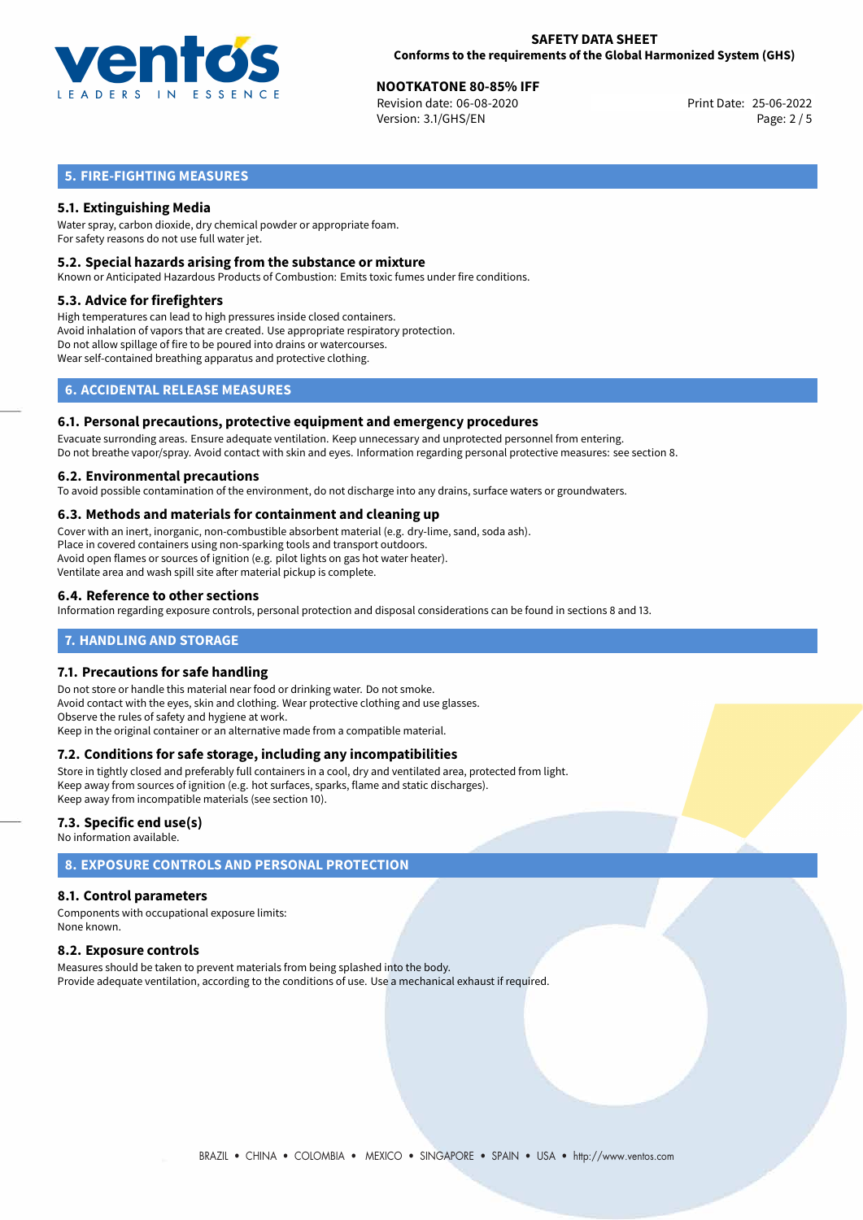## 5. FIRE-FIGHTING MEASURES

### 5.1. Extinguishing Media

Water spray, carbon dioxide, dry chemical powder or appropriate foam.
For safety reasons do not use full water jet.

### 5.2. Special hazards arising from the substance or mixture

Known or Anticipated Hazardous Products of Combustion: Emits toxic fumes under fire conditions.

### 5.3. Advice for firefighters

High temperatures can lead to high pressures inside closed containers.
Avoid inhalation of vapors that are created. Use appropriate respiratory protection.
Do not allow spillage of fire to be poured into drains or watercourses.
Wear self-contained breathing apparatus and protective clothing.

## 6. ACCIDENTAL RELEASE MEASURES

### 6.1. Personal precautions, protective equipment and emergency procedures

Evacuate surronding areas. Ensure adequate ventilation. Keep unnecessary and unprotected personnel from entering.
Do not breathe vapor/spray. Avoid contact with skin and eyes. Information regarding personal protective measures: see section 8.

### 6.2. Environmental precautions

To avoid possible contamination of the environment, do not discharge into any drains, surface waters or groundwaters.

### 6.3. Methods and materials for containment and cleaning up

Cover with an inert, inorganic, non-combustible absorbent material (e.g. dry-lime, sand, soda ash).
Place in covered containers using non-sparking tools and transport outdoors.
Avoid open flames or sources of ignition (e.g. pilot lights on gas hot water heater).
Ventilate area and wash spill site after material pickup is complete.

### 6.4. Reference to other sections

Information regarding exposure controls, personal protection and disposal considerations can be found in sections 8 and 13.

## 7. HANDLING AND STORAGE

### 7.1. Precautions for safe handling

Do not store or handle this material near food or drinking water. Do not smoke.
Avoid contact with the eyes, skin and clothing. Wear protective clothing and use glasses.
Observe the rules of safety and hygiene at work.
Keep in the original container or an alternative made from a compatible material.

### 7.2. Conditions for safe storage, including any incompatibilities

Store in tightly closed and preferably full containers in a cool, dry and ventilated area, protected from light.
Keep away from sources of ignition (e.g. hot surfaces, sparks, flame and static discharges).
Keep away from incompatible materials (see section 10).

### 7.3. Specific end use(s)

No information available.

## 8. EXPOSURE CONTROLS AND PERSONAL PROTECTION

### 8.1. Control parameters

Components with occupational exposure limits:
None known.

### 8.2. Exposure controls

Measures should be taken to prevent materials from being splashed into the body.
Provide adequate ventilation, according to the conditions of use. Use a mechanical exhaust if required.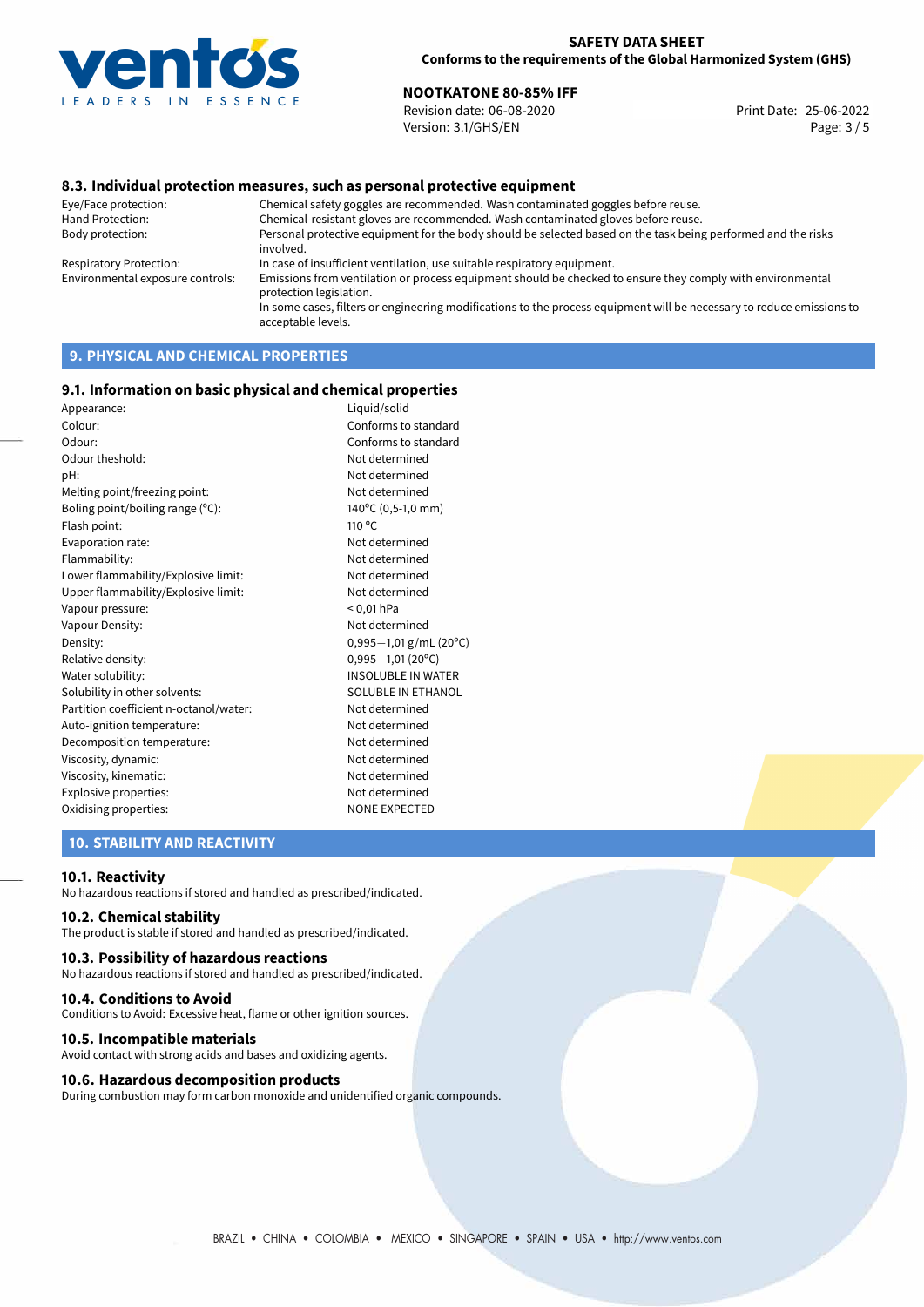## 8.3. Individual protection measures, such as personal protective equipment

| | |
|---|---|
| Eye/Face protection: | Chemical safety goggles are recommended. Wash contaminated goggles before reuse. |
| Hand Protection: | Chemical-resistant gloves are recommended. Wash contaminated gloves before reuse. |
| Body protection: | Personal protective equipment for the body should be selected based on the task being performed and the risks involved. |
| Respiratory Protection: | In case of insufficient ventilation, use suitable respiratory equipment. |
| Environmental exposure controls: | Emissions from ventilation or process equipment should be checked to ensure they comply with environmental protection legislation. In some cases, filters or engineering modifications to the process equipment will be necessary to reduce emissions to acceptable levels. |

# 9. PHYSICAL AND CHEMICAL PROPERTIES

## 9.1. Information on basic physical and chemical properties

| | |
|---|---|
| Appearance: | Liquid/solid |
| Colour: | Conforms to standard |
| Odour: | Conforms to standard |
| Odour theshold: | Not determined |
| pH: | Not determined |
| Melting point/freezing point: | Not determined |
| Boling point/boiling range (°C): | 140°C (0,5-1,0 mm) |
| Flash point: | 110 °C |
| Evaporation rate: | Not determined |
| Flammability: | Not determined |
| Lower flammability/Explosive limit: | Not determined |
| Upper flammability/Explosive limit: | Not determined |
| Vapour pressure: | < 0,01 hPa |
| Vapour Density: | Not determined |
| Density: | 0,995—1,01 g/mL (20°C) |
| Relative density: | 0,995—1,01 (20°C) |
| Water solubility: | INSOLUBLE IN WATER |
| Solubility in other solvents: | SOLUBLE IN ETHANOL |
| Partition coefficient n-octanol/water: | Not determined |
| Auto-ignition temperature: | Not determined |
| Decomposition temperature: | Not determined |
| Viscosity, dynamic: | Not determined |
| Viscosity, kinematic: | Not determined |
| Explosive properties: | Not determined |
| Oxidising properties: | NONE EXPECTED |

# 10. STABILITY AND REACTIVITY

## 10.1. Reactivity

No hazardous reactions if stored and handled as prescribed/indicated.

## 10.2. Chemical stability

The product is stable if stored and handled as prescribed/indicated.

## 10.3. Possibility of hazardous reactions

No hazardous reactions if stored and handled as prescribed/indicated.

## 10.4. Conditions to Avoid

Conditions to Avoid: Excessive heat, flame or other ignition sources.

## 10.5. Incompatible materials

Avoid contact with strong acids and bases and oxidizing agents.

## 10.6. Hazardous decomposition products

During combustion may form carbon monoxide and unidentified organic compounds.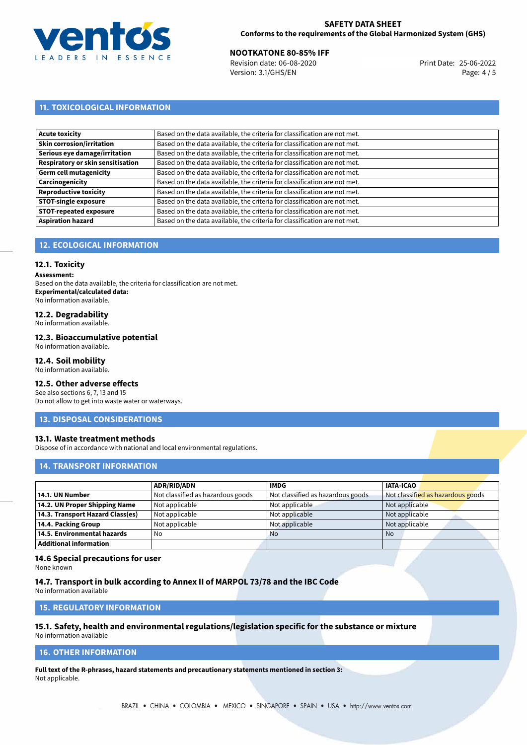## 11. TOXICOLOGICAL INFORMATION

| | |
|---|---|
| **Acute toxicity** | Based on the data available, the criteria for classification are not met. |
| **Skin corrosion/irritation** | Based on the data available, the criteria for classification are not met. |
| **Serious eye damage/irritation** | Based on the data available, the criteria for classification are not met. |
| **Respiratory or skin sensitisation** | Based on the data available, the criteria for classification are not met. |
| **Germ cell mutagenicity** | Based on the data available, the criteria for classification are not met. |
| **Carcinogenicity** | Based on the data available, the criteria for classification are not met. |
| **Reproductive toxicity** | Based on the data available, the criteria for classification are not met. |
| **STOT-single exposure** | Based on the data available, the criteria for classification are not met. |
| **STOT-repeated exposure** | Based on the data available, the criteria for classification are not met. |
| **Aspiration hazard** | Based on the data available, the criteria for classification are not met. |

## 12. ECOLOGICAL INFORMATION

### 12.1. Toxicity

**Assessment:**
Based on the data available, the criteria for classification are not met.
**Experimental/calculated data:**
No information available.

### 12.2. Degradability

No information available.

### 12.3. Bioaccumulative potential

No information available.

### 12.4. Soil mobility

No information available.

### 12.5. Other adverse effects

See also sections 6, 7, 13 and 15
Do not allow to get into waste water or waterways.

## 13. DISPOSAL CONSIDERATIONS

### 13.1. Waste treatment methods

Dispose of in accordance with national and local environmental regulations.

## 14. TRANSPORT INFORMATION

| | ADR/RID/ADN | IMDG | IATA-ICAO |
|---|---|---|---|
| **14.1. UN Number** | Not classified as hazardous goods | Not classified as hazardous goods | Not classified as hazardous goods |
| **14.2. UN Proper Shipping Name** | Not applicable | Not applicable | Not applicable |
| **14.3. Transport Hazard Class(es)** | Not applicable | Not applicable | Not applicable |
| **14.4. Packing Group** | Not applicable | Not applicable | Not applicable |
| **14.5. Environmental hazards** | No | No | No |
| **Additional information** | | | |

### 14.6 Special precautions for user

None known

### 14.7. Transport in bulk according to Annex II of MARPOL 73/78 and the IBC Code

No information available

## 15. REGULATORY INFORMATION

### 15.1. Safety, health and environmental regulations/legislation specific for the substance or mixture

No information available

## 16. OTHER INFORMATION

**Full text of the R-phrases, hazard statements and precautionary statements mentioned in section 3:**
Not applicable.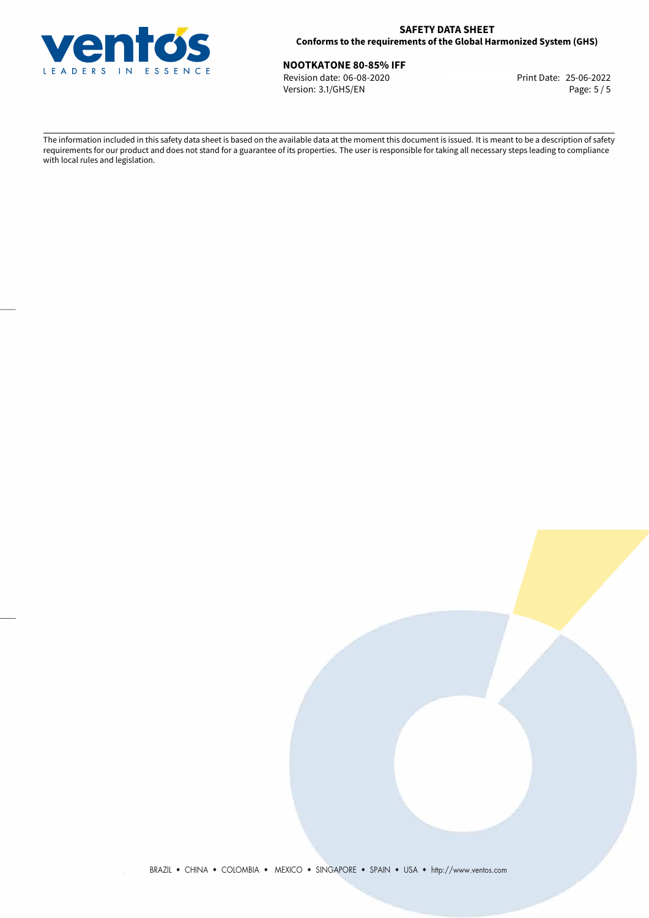The information included in this safety data sheet is based on the available data at the moment this document is issued. It is meant to be a description of safety requirements for our product and does not stand for a guarantee of its properties. The user is responsible for taking all necessary steps leading to compliance with local rules and legislation.